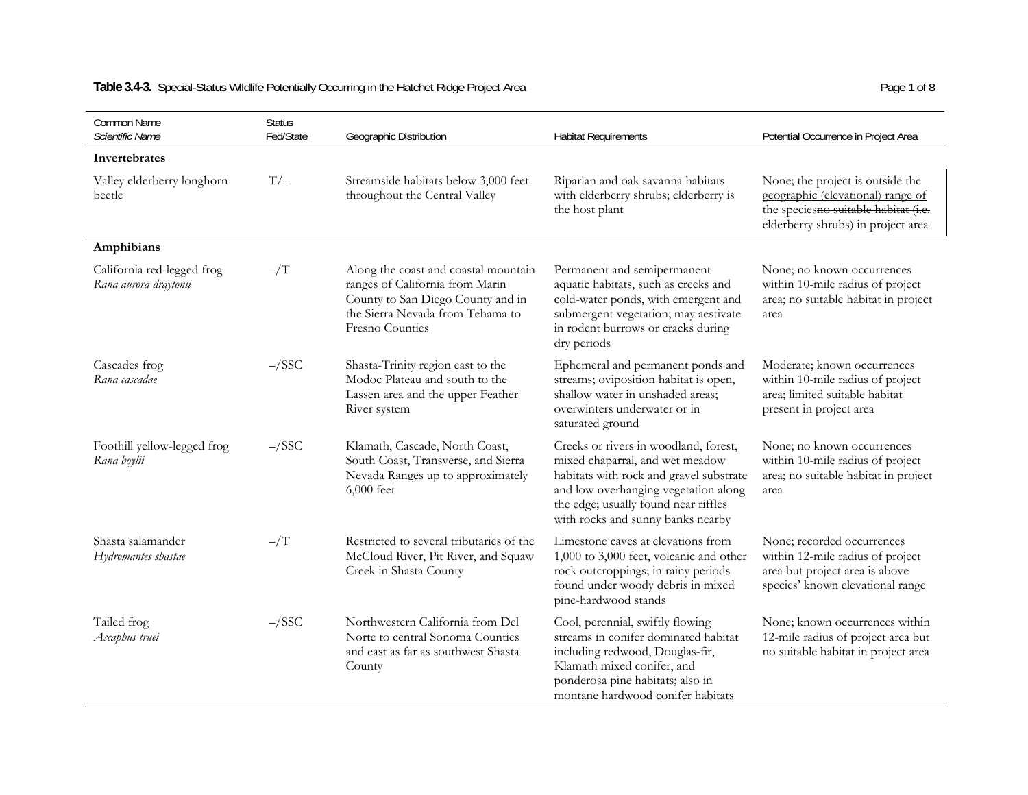**Table 3.4-3.** Special-Status Wildlife Potentially Occurring in the Hatchet Ridge Project Area

| Common Name<br>*Scientific Name* | Status<br>Fed/State | Geographic Distribution | Habitat Requirements | Potential Occurrence in Project Area |
|---|---|---|---|---|
| **Invertebrates** | | | | |
| Valley elderberry longhorn beetle | T/– | Streamside habitats below 3,000 feet throughout the Central Valley | Riparian and oak savanna habitats with elderberry shrubs; elderberry is the host plant | None; <u>the project is outside the geographic (elevational) range of the species</u>~~no suitable habitat (i.e. elderberry shrubs) in project area~~ |
| **Amphibians** | | | | |
| California red-legged frog<br>*Rana aurora draytonii* | –/T | Along the coast and coastal mountain ranges of California from Marin County to San Diego County and in the Sierra Nevada from Tehama to Fresno Counties | Permanent and semipermanent aquatic habitats, such as creeks and cold-water ponds, with emergent and submergent vegetation; may aestivate in rodent burrows or cracks during dry periods | None; no known occurrences within 10-mile radius of project area; no suitable habitat in project area |
| Cascades frog<br>*Rana cascadae* | –/SSC | Shasta-Trinity region east to the Modoc Plateau and south to the Lassen area and the upper Feather River system | Ephemeral and permanent ponds and streams; oviposition habitat is open, shallow water in unshaded areas; overwinters underwater or in saturated ground | Moderate; known occurrences within 10-mile radius of project area; limited suitable habitat present in project area |
| Foothill yellow-legged frog<br>*Rana boylii* | –/SSC | Klamath, Cascade, North Coast, South Coast, Transverse, and Sierra Nevada Ranges up to approximately 6,000 feet | Creeks or rivers in woodland, forest, mixed chaparral, and wet meadow habitats with rock and gravel substrate and low overhanging vegetation along the edge; usually found near riffles with rocks and sunny banks nearby | None; no known occurrences within 10-mile radius of project area; no suitable habitat in project area |
| Shasta salamander<br>*Hydromantes shastae* | –/T | Restricted to several tributaries of the McCloud River, Pit River, and Squaw Creek in Shasta County | Limestone caves at elevations from 1,000 to 3,000 feet, volcanic and other rock outcroppings; in rainy periods found under woody debris in mixed pine-hardwood stands | None; recorded occurrences within 12-mile radius of project area but project area is above species' known elevational range |
| Tailed frog<br>*Ascaphus truei* | –/SSC | Northwestern California from Del Norte to central Sonoma Counties and east as far as southwest Shasta County | Cool, perennial, swiftly flowing streams in conifer dominated habitat including redwood, Douglas-fir, Klamath mixed conifer, and ponderosa pine habitats; also in montane hardwood conifer habitats | None; known occurrences within 12-mile radius of project area but no suitable habitat in project area |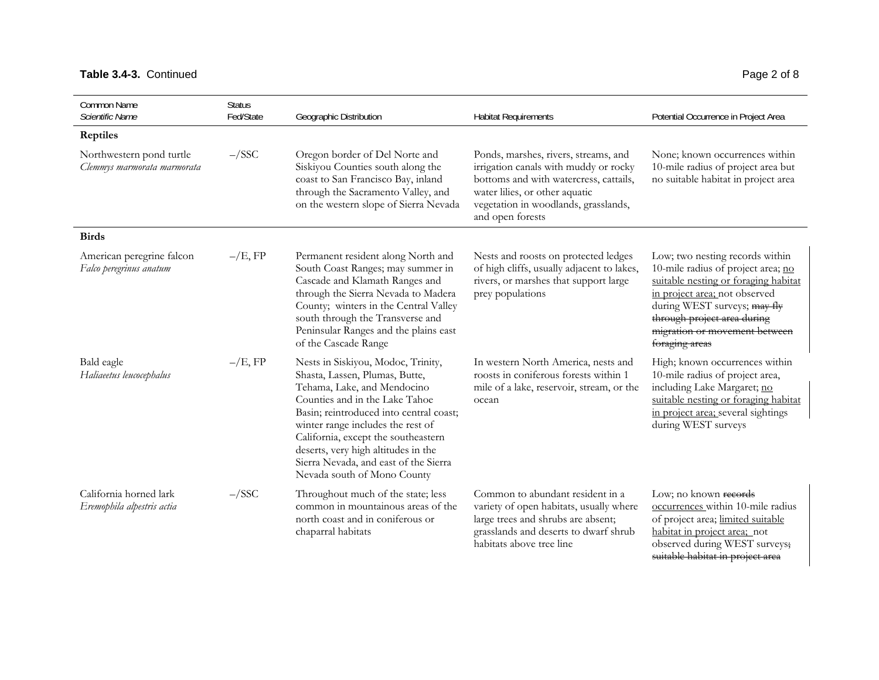**Table 3.4-3.** Continued

| Common Name *Scientific Name* | Status Fed/State | Geographic Distribution | Habitat Requirements | Potential Occurrence in Project Area |
|---|---|---|---|---|
| **Reptiles** | | | | |
| Northwestern pond turtle *Clemmys marmorata marmorata* | –/SSC | Oregon border of Del Norte and Siskiyou Counties south along the coast to San Francisco Bay, inland through the Sacramento Valley, and on the western slope of Sierra Nevada | Ponds, marshes, rivers, streams, and irrigation canals with muddy or rocky bottoms and with watercress, cattails, water lilies, or other aquatic vegetation in woodlands, grasslands, and open forests | None; known occurrences within 10-mile radius of project area but no suitable habitat in project area |
| **Birds** | | | | |
| American peregrine falcon *Falco peregrinus anatum* | –/E, FP | Permanent resident along North and South Coast Ranges; may summer in Cascade and Klamath Ranges and through the Sierra Nevada to Madera County; winters in the Central Valley south through the Transverse and Peninsular Ranges and the plains east of the Cascade Range | Nests and roosts on protected ledges of high cliffs, usually adjacent to lakes, rivers, or marshes that support large prey populations | Low; two nesting records within 10-mile radius of project area; <u>no suitable nesting or foraging habitat in project area;</u> not observed during WEST surveys; ~~may fly through project area during migration or movement between foraging areas~~ |
| Bald eagle *Haliaeetus leucocephalus* | –/E, FP | Nests in Siskiyou, Modoc, Trinity, Shasta, Lassen, Plumas, Butte, Tehama, Lake, and Mendocino Counties and in the Lake Tahoe Basin; reintroduced into central coast; winter range includes the rest of California, except the southeastern deserts, very high altitudes in the Sierra Nevada, and east of the Sierra Nevada south of Mono County | In western North America, nests and roosts in coniferous forests within 1 mile of a lake, reservoir, stream, or the ocean | High; known occurrences within 10-mile radius of project area, including Lake Margaret; <u>no suitable nesting or foraging habitat in project area;</u> several sightings during WEST surveys |
| California horned lark *Eremophila alpestris actia* | –/SSC | Throughout much of the state; less common in mountainous areas of the north coast and in coniferous or chaparral habitats | Common to abundant resident in a variety of open habitats, usually where large trees and shrubs are absent; grasslands and deserts to dwarf shrub habitats above tree line | Low; no known ~~records~~ <u>occurrences</u> within 10-mile radius of project area; <u>limited suitable habitat in project area;</u> not observed during WEST surveys~~; suitable habitat in project area~~ |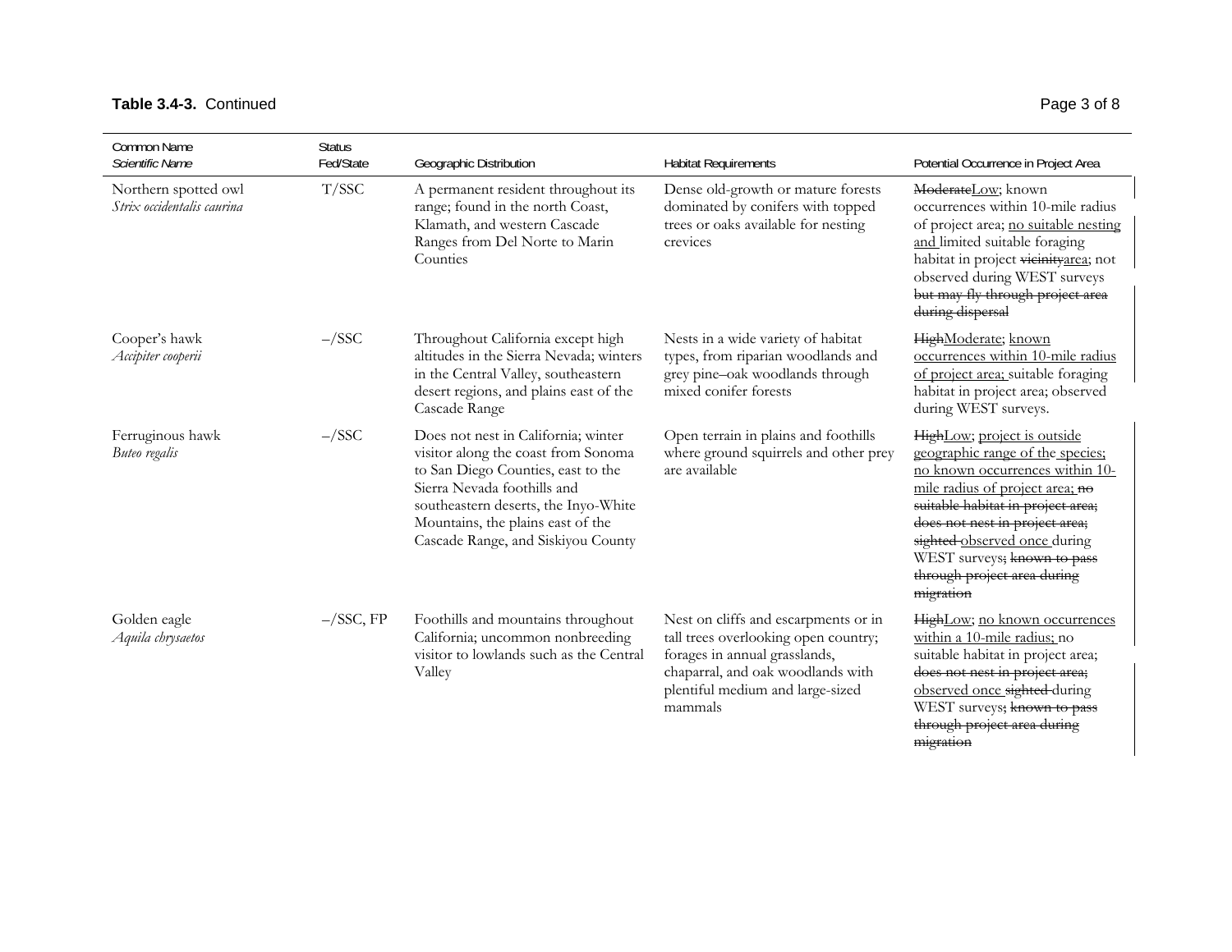**Table 3.4-3.** Continued

| Common Name *Scientific Name* | Status Fed/State | Geographic Distribution | Habitat Requirements | Potential Occurrence in Project Area |
|---|---|---|---|---|
| Northern spotted owl *Strix occidentalis caurina* | T/SSC | A permanent resident throughout its range; found in the north Coast, Klamath, and western Cascade Ranges from Del Norte to Marin Counties | Dense old-growth or mature forests dominated by conifers with topped trees or oaks available for nesting crevices | ~~Moderate~~Low; known occurrences within 10-mile radius of project area; no suitable nesting and limited suitable foraging habitat in project ~~vicinity~~area; not observed during WEST surveys ~~but may fly through project area during dispersal~~ |
| Cooper's hawk *Accipiter cooperii* | –/SSC | Throughout California except high altitudes in the Sierra Nevada; winters in the Central Valley, southeastern desert regions, and plains east of the Cascade Range | Nests in a wide variety of habitat types, from riparian woodlands and grey pine–oak woodlands through mixed conifer forests | ~~High~~Moderate; known occurrences within 10-mile radius of project area; suitable foraging habitat in project area; observed during WEST surveys. |
| Ferruginous hawk *Buteo regalis* | –/SSC | Does not nest in California; winter visitor along the coast from Sonoma to San Diego Counties, east to the Sierra Nevada foothills and southeastern deserts, the Inyo-White Mountains, the plains east of the Cascade Range, and Siskiyou County | Open terrain in plains and foothills where ground squirrels and other prey are available | ~~High~~Low; project is outside geographic range of the species; no known occurrences within 10-mile radius of project area; ~~no suitable habitat in project area; does not nest in project area; sighted~~ observed once during WEST surveys~~; known to pass through project area during migration~~ |
| Golden eagle *Aquila chrysaetos* | –/SSC, FP | Foothills and mountains throughout California; uncommon nonbreeding visitor to lowlands such as the Central Valley | Nest on cliffs and escarpments or in tall trees overlooking open country; forages in annual grasslands, chaparral, and oak woodlands with plentiful medium and large-sized mammals | ~~High~~Low; no known occurrences within a 10-mile radius; no suitable habitat in project area; ~~does not nest in project area;~~ observed once ~~sighted~~ during WEST surveys~~; known to pass through project area during migration~~ |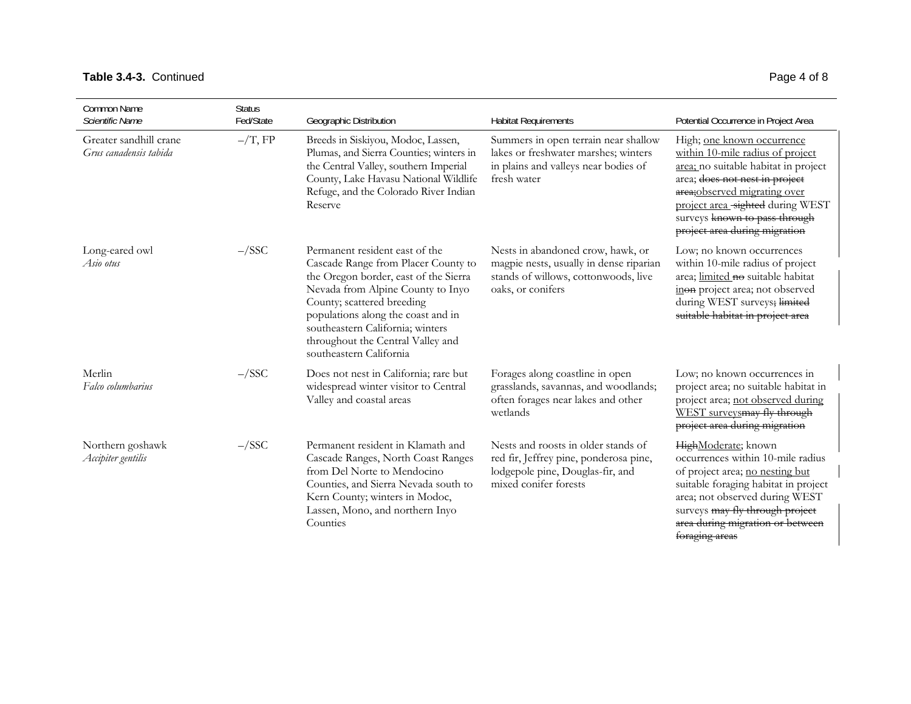**Table 3.4-3.** Continued

| Common Name *Scientific Name* | Status Fed/State | Geographic Distribution | Habitat Requirements | Potential Occurrence in Project Area |
|---|---|---|---|---|
| Greater sandhill crane *Grus canadensis tabida* | –/T, FP | Breeds in Siskiyou, Modoc, Lassen, Plumas, and Sierra Counties; winters in the Central Valley, southern Imperial County, Lake Havasu National Wildlife Refuge, and the Colorado River Indian Reserve | Summers in open terrain near shallow lakes or freshwater marshes; winters in plains and valleys near bodies of fresh water | High; <u>one known occurrence within 10-mile radius of project area;</u> no suitable habitat in project area; ~~does not nest in project area;~~<u>observed migrating over project area</u> ~~-sighted~~ during WEST surveys ~~known to pass through project area during migration~~ |
| Long-eared owl *Asio otus* | –/SSC | Permanent resident east of the Cascade Range from Placer County to the Oregon border, east of the Sierra Nevada from Alpine County to Inyo County; scattered breeding populations along the coast and in southeastern California; winters throughout the Central Valley and southeastern California | Nests in abandoned crow, hawk, or magpie nests, usually in dense riparian stands of willows, cottonwoods, live oaks, or conifers | Low; no known occurrences within 10-mile radius of project area; <u>limited</u> ~~no~~ suitable habitat <u>in</u>~~on~~ project area; not observed during WEST surveys~~; limited suitable habitat in project area~~ |
| Merlin *Falco columbarius* | –/SSC | Does not nest in California; rare but widespread winter visitor to Central Valley and coastal areas | Forages along coastline in open grasslands, savannas, and woodlands; often forages near lakes and other wetlands | Low; no known occurrences in project area; no suitable habitat in project area; <u>not observed during WEST surveys</u>~~may fly through project area during migration~~ |
| Northern goshawk *Accipiter gentilis* | –/SSC | Permanent resident in Klamath and Cascade Ranges, North Coast Ranges from Del Norte to Mendocino Counties, and Sierra Nevada south to Kern County; winters in Modoc, Lassen, Mono, and northern Inyo Counties | Nests and roosts in older stands of red fir, Jeffrey pine, ponderosa pine, lodgepole pine, Douglas-fir, and mixed conifer forests | ~~High~~<u>Moderate</u>; known occurrences within 10-mile radius of project area; <u>no nesting but</u> suitable foraging habitat in project area; not observed during WEST surveys ~~may fly through project area during migration or between foraging areas~~ |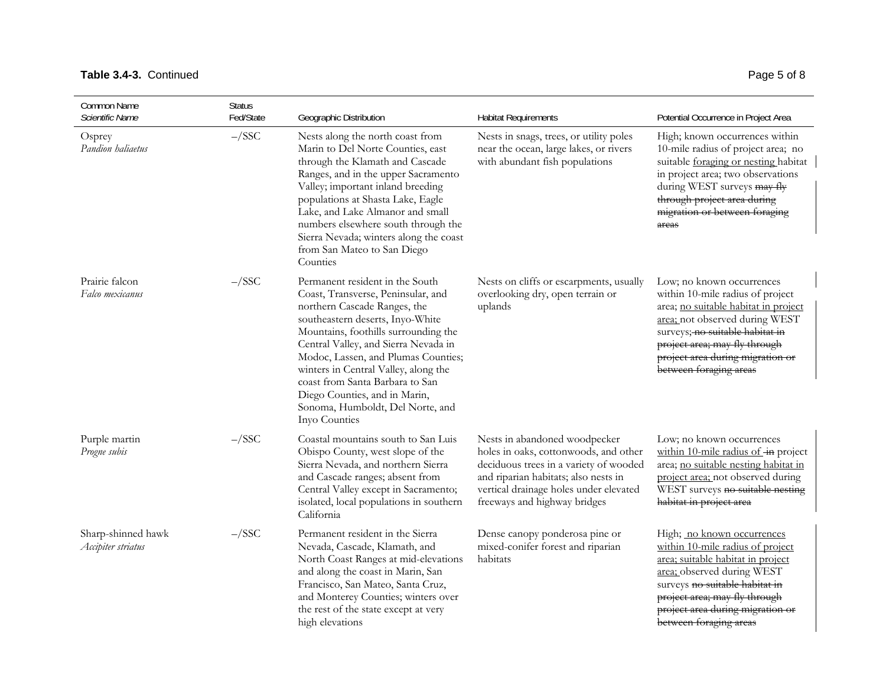**Table 3.4-3.** Continued

| Common Name *Scientific Name* | Status Fed/State | Geographic Distribution | Habitat Requirements | Potential Occurrence in Project Area |
|---|---|---|---|---|
| Osprey *Pandion haliaetus* | –/SSC | Nests along the north coast from Marin to Del Norte Counties, east through the Klamath and Cascade Ranges, and in the upper Sacramento Valley; important inland breeding populations at Shasta Lake, Eagle Lake, and Lake Almanor and small numbers elsewhere south through the Sierra Nevada; winters along the coast from San Mateo to San Diego Counties | Nests in snags, trees, or utility poles near the ocean, large lakes, or rivers with abundant fish populations | High; known occurrences within 10-mile radius of project area; no suitable foraging or nesting habitat in project area; two observations during WEST surveys ~~may fly through project area during migration or between foraging areas~~ |
| Prairie falcon *Falco mexicanus* | –/SSC | Permanent resident in the South Coast, Transverse, Peninsular, and northern Cascade Ranges, the southeastern deserts, Inyo-White Mountains, foothills surrounding the Central Valley, and Sierra Nevada in Modoc, Lassen, and Plumas Counties; winters in Central Valley, along the coast from Santa Barbara to San Diego Counties, and in Marin, Sonoma, Humboldt, Del Norte, and Inyo Counties | Nests on cliffs or escarpments, usually overlooking dry, open terrain or uplands | Low; no known occurrences within 10-mile radius of project area; no suitable habitat in project area; not observed during WEST surveys~~; no suitable habitat in project area; may fly through project area during migration or between foraging areas~~ |
| Purple martin *Progne subis* | –/SSC | Coastal mountains south to San Luis Obispo County, west slope of the Sierra Nevada, and northern Sierra and Cascade ranges; absent from Central Valley except in Sacramento; isolated, local populations in southern California | Nests in abandoned woodpecker holes in oaks, cottonwoods, and other deciduous trees in a variety of wooded and riparian habitats; also nests in vertical drainage holes under elevated freeways and highway bridges | Low; no known occurrences within 10-mile radius of ~~in~~ project area; no suitable nesting habitat in project area; not observed during WEST surveys ~~no suitable nesting habitat in project area~~ |
| Sharp-shinned hawk *Accipiter striatus* | –/SSC | Permanent resident in the Sierra Nevada, Cascade, Klamath, and North Coast Ranges at mid-elevations and along the coast in Marin, San Francisco, San Mateo, Santa Cruz, and Monterey Counties; winters over the rest of the state except at very high elevations | Dense canopy ponderosa pine or mixed-conifer forest and riparian habitats | High; no known occurrences within 10-mile radius of project area; suitable habitat in project area; observed during WEST surveys ~~no suitable habitat in project area; may fly through project area during migration or between foraging areas~~ |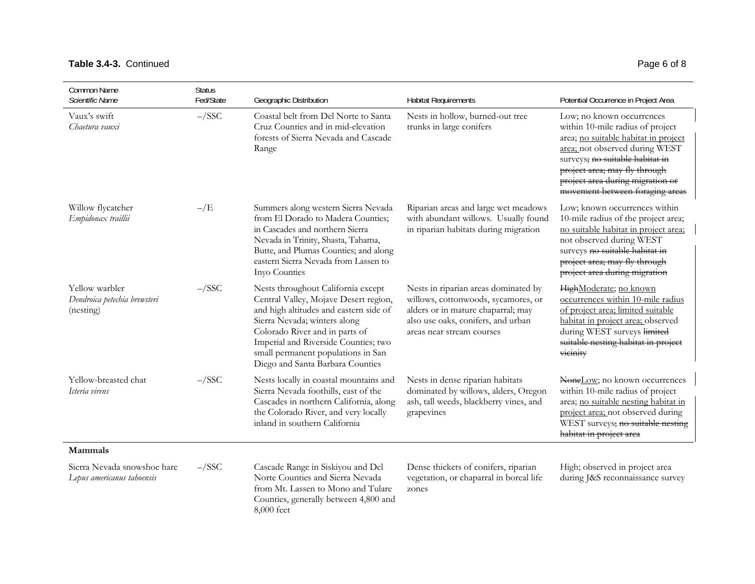**Table 3.4-3.** Continued

| Common Name *Scientific Name* | Status Fed/State | Geographic Distribution | Habitat Requirements | Potential Occurrence in Project Area |
|---|---|---|---|---|
| Vaux's swift *Chaetura vauxi* | –/SSC | Coastal belt from Del Norte to Santa Cruz Counties and in mid-elevation forests of Sierra Nevada and Cascade Range | Nests in hollow, burned-out tree trunks in large conifers | Low; no known occurrences within 10-mile radius of project area; <u>no suitable habitat in project area;</u> not observed during WEST surveys~~; no suitable habitat in project area; may fly through project area during migration or movement between foraging areas~~ |
| Willow flycatcher *Empidonax traillii* | –/E | Summers along western Sierra Nevada from El Dorado to Madera Counties; in Cascades and northern Sierra Nevada in Trinity, Shasta, Tahama, Butte, and Plumas Counties; and along eastern Sierra Nevada from Lassen to Inyo Counties | Riparian areas and large wet meadows with abundant willows. Usually found in riparian habitats during migration | Low; known occurrences within 10-mile radius of the project area; <u>no suitable habitat in project area;</u> not observed during WEST surveys ~~no suitable habitat in project area; may fly through project area during migration~~ |
| Yellow warbler *Dendroica petechia brewsteri* (nesting) | –/SSC | Nests throughout California except Central Valley, Mojave Desert region, and high altitudes and eastern side of Sierra Nevada; winters along Colorado River and in parts of Imperial and Riverside Counties; two small permanent populations in San Diego and Santa Barbara Counties | Nests in riparian areas dominated by willows, cottonwoods, sycamores, or alders or in mature chaparral; may also use oaks, conifers, and urban areas near stream courses | ~~High~~<u>Moderate</u>; <u>no known occurrences within 10-mile radius of project area; limited suitable habitat in project area;</u> observed during WEST surveys ~~limited suitable nesting habitat in project vicinity~~ |
| Yellow-breasted chat *Icteria virens* | –/SSC | Nests locally in coastal mountains and Sierra Nevada foothills, east of the Cascades in northern California, along the Colorado River, and very locally inland in southern California | Nests in dense riparian habitats dominated by willows, alders, Oregon ash, tall weeds, blackberry vines, and grapevines | ~~None~~<u>Low</u>; no known occurrences within 10-mile radius of project area; <u>no suitable nesting habitat in project area;</u> not observed during WEST surveys~~; no suitable nesting habitat in project area~~ |
| **Mammals** | | | | |
| Sierra Nevada snowshoe hare *Lepus americanus tahoensis* | –/SSC | Cascade Range in Siskiyou and Del Norte Counties and Sierra Nevada from Mt. Lassen to Mono and Tulare Counties, generally between 4,800 and 8,000 feet | Dense thickets of conifers, riparian vegetation, or chaparral in boreal life zones | High; observed in project area during J&S reconnaissance survey |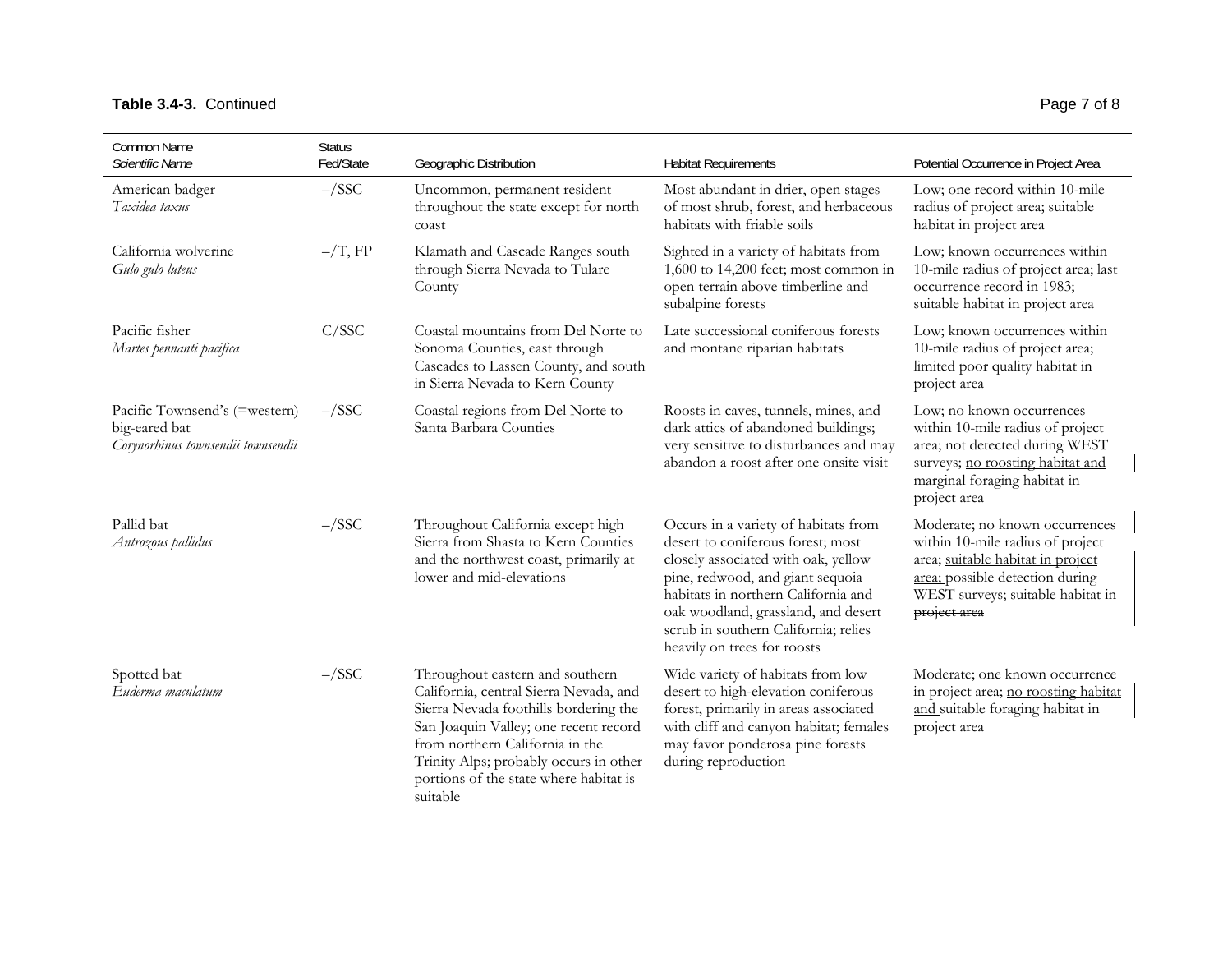**Table 3.4-3.** Continued

| Common Name<br>*Scientific Name* | Status<br>Fed/State | Geographic Distribution | Habitat Requirements | Potential Occurrence in Project Area |
|---|---|---|---|---|
| American badger<br>*Taxidea taxus* | –/SSC | Uncommon, permanent resident throughout the state except for north coast | Most abundant in drier, open stages of most shrub, forest, and herbaceous habitats with friable soils | Low; one record within 10-mile radius of project area; suitable habitat in project area |
| California wolverine<br>*Gulo gulo luteus* | –/T, FP | Klamath and Cascade Ranges south through Sierra Nevada to Tulare County | Sighted in a variety of habitats from 1,600 to 14,200 feet; most common in open terrain above timberline and subalpine forests | Low; known occurrences within 10-mile radius of project area; last occurrence record in 1983; suitable habitat in project area |
| Pacific fisher<br>*Martes pennanti pacifica* | C/SSC | Coastal mountains from Del Norte to Sonoma Counties, east through Cascades to Lassen County, and south in Sierra Nevada to Kern County | Late successional coniferous forests and montane riparian habitats | Low; known occurrences within 10-mile radius of project area; limited poor quality habitat in project area |
| Pacific Townsend's (=western) big-eared bat<br>*Corynorhinus townsendii townsendii* | –/SSC | Coastal regions from Del Norte to Santa Barbara Counties | Roosts in caves, tunnels, mines, and dark attics of abandoned buildings; very sensitive to disturbances and may abandon a roost after one onsite visit | Low; no known occurrences within 10-mile radius of project area; not detected during WEST surveys; <u>no roosting habitat and</u> marginal foraging habitat in project area |
| Pallid bat<br>*Antrozous pallidus* | –/SSC | Throughout California except high Sierra from Shasta to Kern Counties and the northwest coast, primarily at lower and mid-elevations | Occurs in a variety of habitats from desert to coniferous forest; most closely associated with oak, yellow pine, redwood, and giant sequoia habitats in northern California and oak woodland, grassland, and desert scrub in southern California; relies heavily on trees for roosts | Moderate; no known occurrences within 10-mile radius of project area; <u>suitable habitat in project area;</u> possible detection during WEST surveys~~; suitable habitat in project area~~ |
| Spotted bat<br>*Euderma maculatum* | –/SSC | Throughout eastern and southern California, central Sierra Nevada, and Sierra Nevada foothills bordering the San Joaquin Valley; one recent record from northern California in the Trinity Alps; probably occurs in other portions of the state where habitat is suitable | Wide variety of habitats from low desert to high-elevation coniferous forest, primarily in areas associated with cliff and canyon habitat; females may favor ponderosa pine forests during reproduction | Moderate; one known occurrence in project area; <u>no roosting habitat and</u> suitable foraging habitat in project area |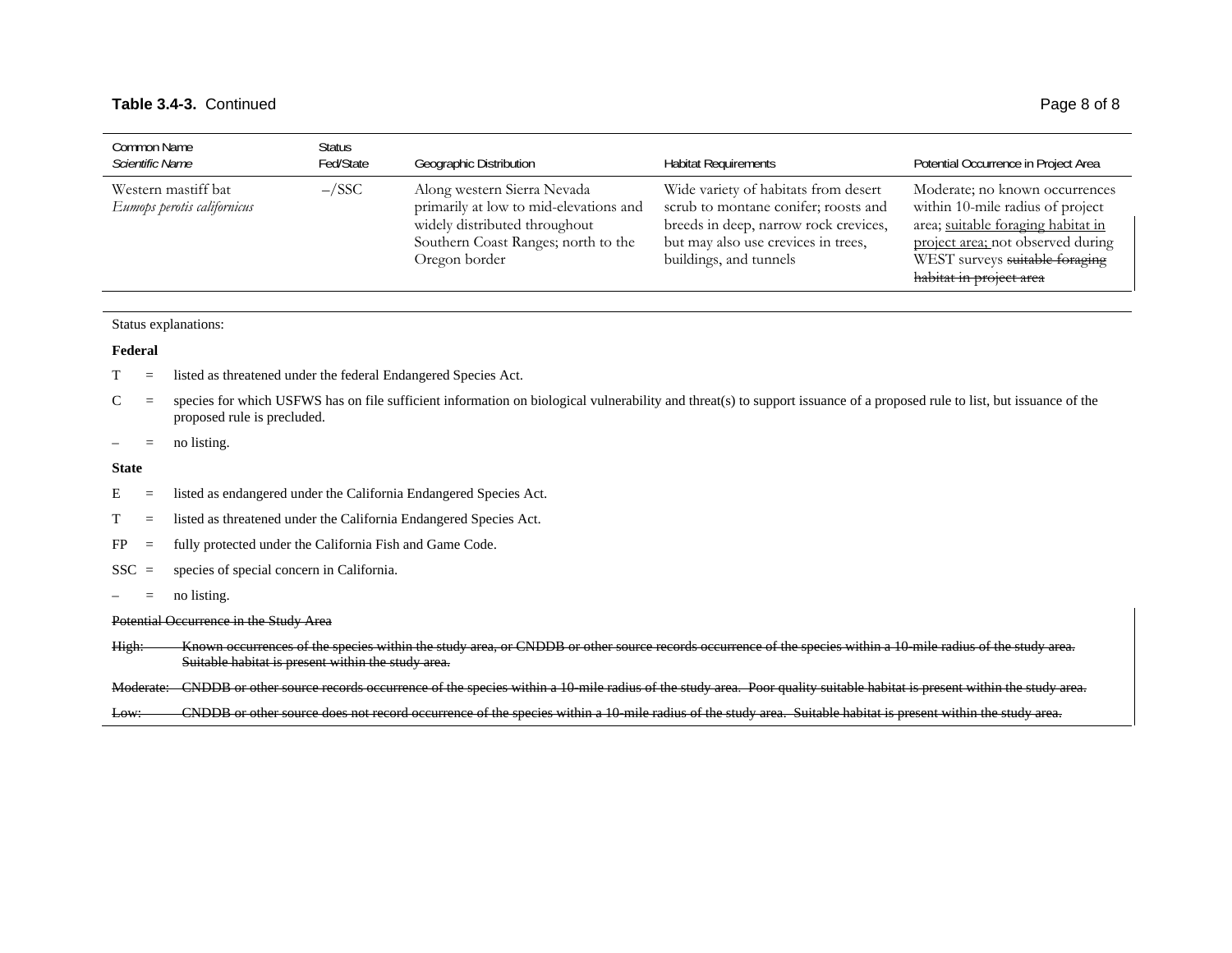**Table 3.4-3.** Continued

| Common Name *Scientific Name* | Status Fed/State | Geographic Distribution | Habitat Requirements | Potential Occurrence in Project Area |
|---|---|---|---|---|
| Western mastiff bat *Eumops perotis californicus* | –/SSC | Along western Sierra Nevada primarily at low to mid-elevations and widely distributed throughout Southern Coast Ranges; north to the Oregon border | Wide variety of habitats from desert scrub to montane conifer; roosts and breeds in deep, narrow rock crevices, but may also use crevices in trees, buildings, and tunnels | Moderate; no known occurrences within 10-mile radius of project area; <u>suitable foraging habitat in project area;</u> not observed during WEST surveys ~~suitable foraging habitat in project area~~ |

Status explanations:

**Federal**

T = listed as threatened under the federal Endangered Species Act.

C = species for which USFWS has on file sufficient information on biological vulnerability and threat(s) to support issuance of a proposed rule to list, but issuance of the proposed rule is precluded.

– = no listing.

**State**

E = listed as endangered under the California Endangered Species Act.

T = listed as threatened under the California Endangered Species Act.

FP = fully protected under the California Fish and Game Code.

SSC = species of special concern in California.

– = no listing.

~~Potential Occurrence in the Study Area~~

~~High: Known occurrences of the species within the study area, or CNDDB or other source records occurrence of the species within a 10-mile radius of the study area. Suitable habitat is present within the study area.~~

~~Moderate: CNDDB or other source records occurrence of the species within a 10-mile radius of the study area. Poor quality suitable habitat is present within the study area.~~

~~Low: CNDDB or other source does not record occurrence of the species within a 10-mile radius of the study area. Suitable habitat is present within the study area.~~